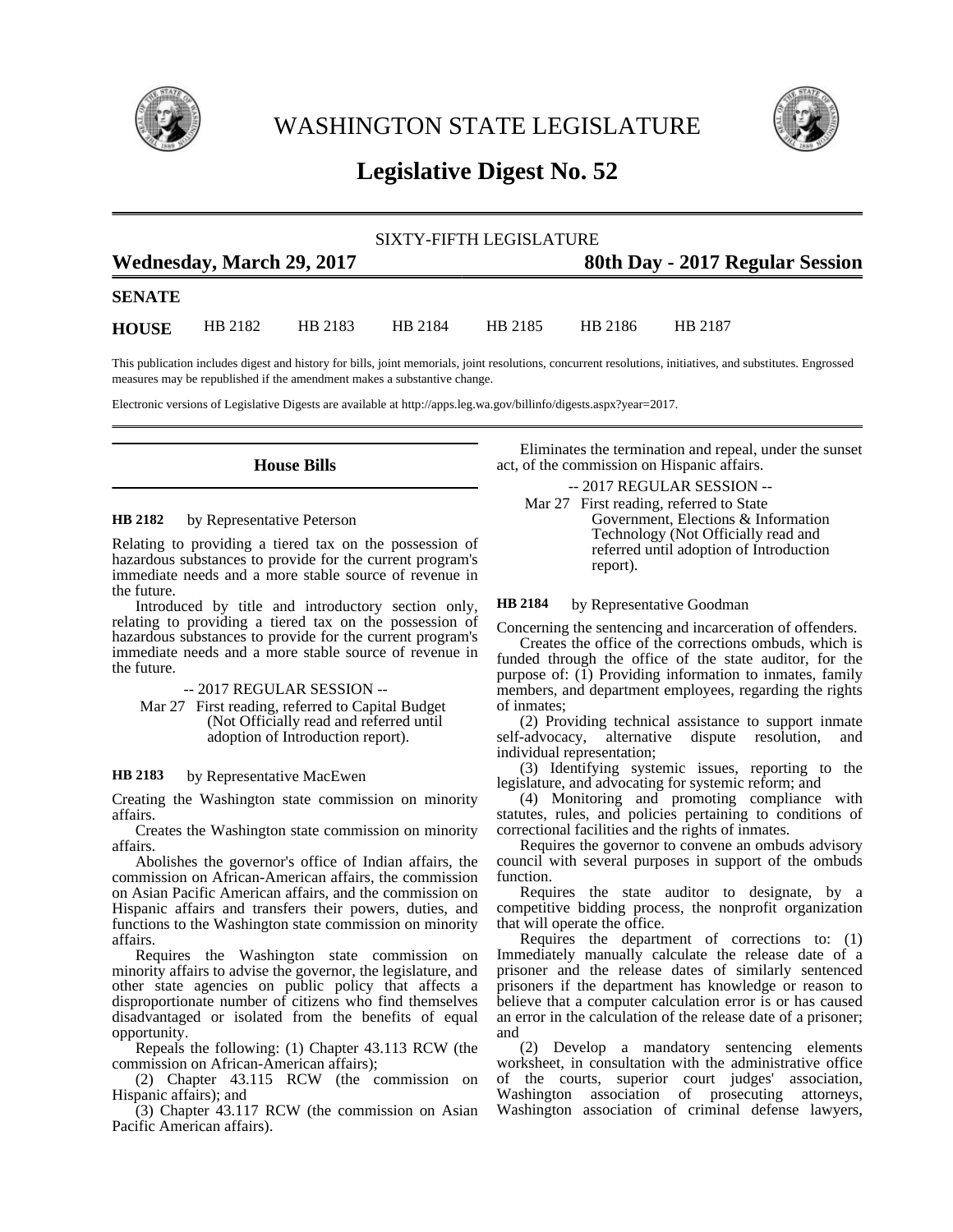# WASHINGTON STATE LEGISLATURE

## Legislative Digest No. 52

SIXTY-FIFTH LEGISLATURE

**Wednesday, March 29, 2017** **80th Day - 2017 Regular Session**

**SENATE**

**HOUSE** HB 2182 HB 2183 HB 2184 HB 2185 HB 2186 HB 2187

This publication includes digest and history for bills, joint memorials, joint resolutions, concurrent resolutions, initiatives, and substitutes. Engrossed measures may be republished if the amendment makes a substantive change.

Electronic versions of Legislative Digests are available at http://apps.leg.wa.gov/billinfo/digests.aspx?year=2017.

### House Bills

**HB 2182** by Representative Peterson

Relating to providing a tiered tax on the possession of hazardous substances to provide for the current program's immediate needs and a more stable source of revenue in the future.

Introduced by title and introductory section only, relating to providing a tiered tax on the possession of hazardous substances to provide for the current program's immediate needs and a more stable source of revenue in the future.

-- 2017 REGULAR SESSION --

Mar 27 First reading, referred to Capital Budget (Not Officially read and referred until adoption of Introduction report).

**HB 2183** by Representative MacEwen

Creating the Washington state commission on minority affairs.

Creates the Washington state commission on minority affairs.

Abolishes the governor's office of Indian affairs, the commission on African-American affairs, the commission on Asian Pacific American affairs, and the commission on Hispanic affairs and transfers their powers, duties, and functions to the Washington state commission on minority affairs.

Requires the Washington state commission on minority affairs to advise the governor, the legislature, and other state agencies on public policy that affects a disproportionate number of citizens who find themselves disadvantaged or isolated from the benefits of equal opportunity.

Repeals the following: (1) Chapter 43.113 RCW (the commission on African-American affairs);

(2) Chapter 43.115 RCW (the commission on Hispanic affairs); and

(3) Chapter 43.117 RCW (the commission on Asian Pacific American affairs).

Eliminates the termination and repeal, under the sunset act, of the commission on Hispanic affairs.

-- 2017 REGULAR SESSION --

Mar 27 First reading, referred to State Government, Elections & Information Technology (Not Officially read and referred until adoption of Introduction report).

**HB 2184** by Representative Goodman

Concerning the sentencing and incarceration of offenders.

Creates the office of the corrections ombuds, which is funded through the office of the state auditor, for the purpose of: (1) Providing information to inmates, family members, and department employees, regarding the rights of inmates;

(2) Providing technical assistance to support inmate self-advocacy, alternative dispute resolution, and individual representation;

(3) Identifying systemic issues, reporting to the legislature, and advocating for systemic reform; and

(4) Monitoring and promoting compliance with statutes, rules, and policies pertaining to conditions of correctional facilities and the rights of inmates.

Requires the governor to convene an ombuds advisory council with several purposes in support of the ombuds function.

Requires the state auditor to designate, by a competitive bidding process, the nonprofit organization that will operate the office.

Requires the department of corrections to: (1) Immediately manually calculate the release date of a prisoner and the release dates of similarly sentenced prisoners if the department has knowledge or reason to believe that a computer calculation error is or has caused an error in the calculation of the release date of a prisoner; and

(2) Develop a mandatory sentencing elements worksheet, in consultation with the administrative office of the courts, superior court judges' association, Washington association of prosecuting attorneys, Washington association of criminal defense lawyers,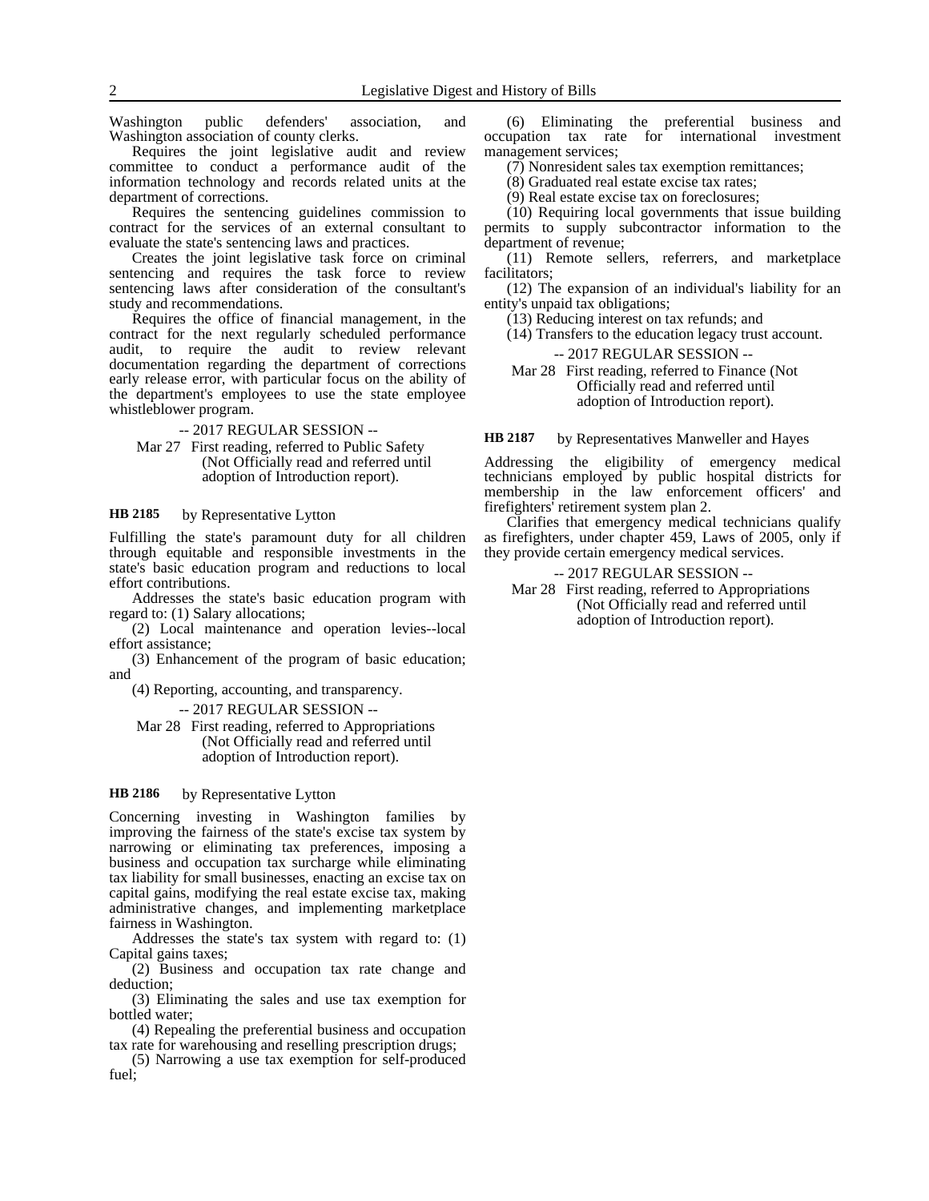Washington public defenders' association, and Washington association of county clerks.

Requires the joint legislative audit and review committee to conduct a performance audit of the information technology and records related units at the department of corrections.

Requires the sentencing guidelines commission to contract for the services of an external consultant to evaluate the state's sentencing laws and practices.

Creates the joint legislative task force on criminal sentencing and requires the task force to review sentencing laws after consideration of the consultant's study and recommendations.

Requires the office of financial management, in the contract for the next regularly scheduled performance audit, to require the audit to review relevant documentation regarding the department of corrections early release error, with particular focus on the ability of the department's employees to use the state employee whistleblower program.

-- 2017 REGULAR SESSION --

Mar 27 First reading, referred to Public Safety (Not Officially read and referred until adoption of Introduction report).

**HB 2185** by Representative Lytton

Fulfilling the state's paramount duty for all children through equitable and responsible investments in the state's basic education program and reductions to local effort contributions.

Addresses the state's basic education program with regard to: (1) Salary allocations;

(2) Local maintenance and operation levies--local effort assistance;

(3) Enhancement of the program of basic education; and

(4) Reporting, accounting, and transparency.

-- 2017 REGULAR SESSION --

Mar 28 First reading, referred to Appropriations (Not Officially read and referred until adoption of Introduction report).

**HB 2186** by Representative Lytton

Concerning investing in Washington families by improving the fairness of the state's excise tax system by narrowing or eliminating tax preferences, imposing a business and occupation tax surcharge while eliminating tax liability for small businesses, enacting an excise tax on capital gains, modifying the real estate excise tax, making administrative changes, and implementing marketplace fairness in Washington.

Addresses the state's tax system with regard to: (1) Capital gains taxes;

(2) Business and occupation tax rate change and deduction;

(3) Eliminating the sales and use tax exemption for bottled water;

(4) Repealing the preferential business and occupation tax rate for warehousing and reselling prescription drugs;

(5) Narrowing a use tax exemption for self-produced fuel;

(6) Eliminating the preferential business and occupation tax rate for international investment management services;

(7) Nonresident sales tax exemption remittances;

(8) Graduated real estate excise tax rates;

(9) Real estate excise tax on foreclosures;

(10) Requiring local governments that issue building permits to supply subcontractor information to the department of revenue;

(11) Remote sellers, referrers, and marketplace facilitators;

(12) The expansion of an individual's liability for an entity's unpaid tax obligations;

(13) Reducing interest on tax refunds; and

(14) Transfers to the education legacy trust account.

-- 2017 REGULAR SESSION --

Mar 28 First reading, referred to Finance (Not Officially read and referred until adoption of Introduction report).

**HB 2187** by Representatives Manweller and Hayes

Addressing the eligibility of emergency medical technicians employed by public hospital districts for membership in the law enforcement officers' and firefighters' retirement system plan 2.

Clarifies that emergency medical technicians qualify as firefighters, under chapter 459, Laws of 2005, only if they provide certain emergency medical services.

-- 2017 REGULAR SESSION --

Mar 28 First reading, referred to Appropriations (Not Officially read and referred until adoption of Introduction report).